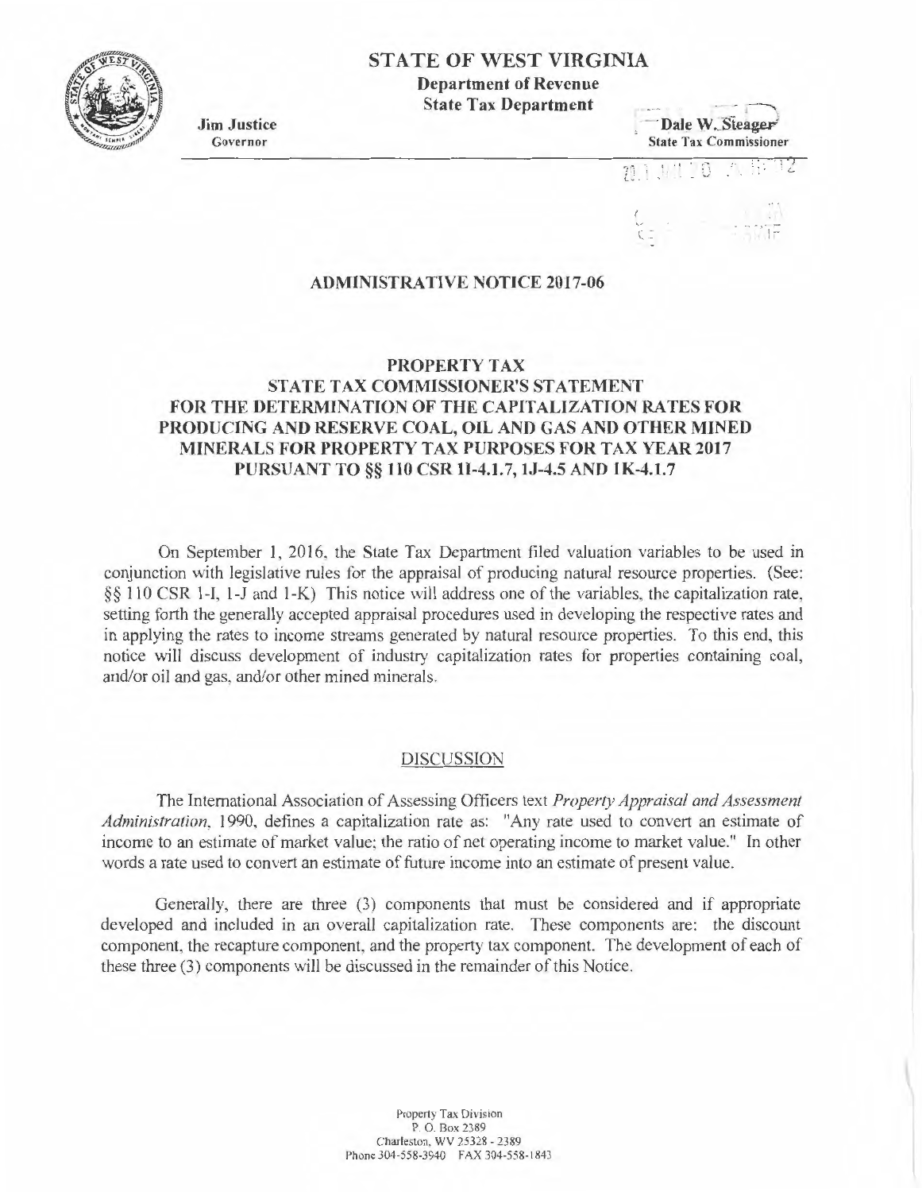# STATE OF WEST VIRGINIA

**Department of Revenue**
**State Tax Department**

**Jim Justice**
Governor

**Dale W. Steager**
State Tax Commissioner

## ADMINISTRATIVE NOTICE 2017-06

### PROPERTY TAX
### STATE TAX COMMISSIONER'S STATEMENT FOR THE DETERMINATION OF THE CAPITALIZATION RATES FOR PRODUCING AND RESERVE COAL, OIL AND GAS AND OTHER MINED MINERALS FOR PROPERTY TAX PURPOSES FOR TAX YEAR 2017 PURSUANT TO §§ 110 CSR 1I-4.1.7, 1J-4.5 AND 1K-4.1.7

On September 1, 2016, the State Tax Department filed valuation variables to be used in conjunction with legislative rules for the appraisal of producing natural resource properties. (See: §§ 110 CSR 1-I, 1-J and 1-K) This notice will address one of the variables, the capitalization rate, setting forth the generally accepted appraisal procedures used in developing the respective rates and in applying the rates to income streams generated by natural resource properties. To this end, this notice will discuss development of industry capitalization rates for properties containing coal, and/or oil and gas, and/or other mined minerals.

#### DISCUSSION

The International Association of Assessing Officers text *Property Appraisal and Assessment Administration*, 1990, defines a capitalization rate as: "Any rate used to convert an estimate of income to an estimate of market value; the ratio of net operating income to market value." In other words a rate used to convert an estimate of future income into an estimate of present value.

Generally, there are three (3) components that must be considered and if appropriate developed and included in an overall capitalization rate. These components are: the discount component, the recapture component, and the property tax component. The development of each of these three (3) components will be discussed in the remainder of this Notice.

Property Tax Division
P. O. Box 2389
Charleston, WV 25328 - 2389
Phone 304-558-3940 FAX 304-558-1843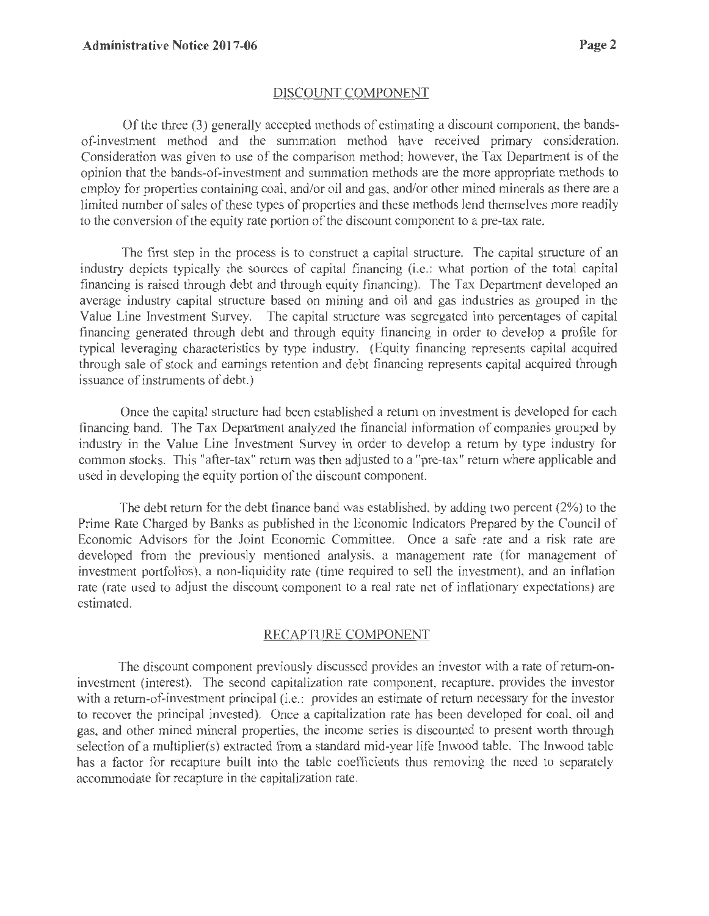## DISCOUNT COMPONENT

Of the three (3) generally accepted methods of estimating a discount component, the bands-of-investment method and the summation method have received primary consideration. Consideration was given to use of the comparison method; however, the Tax Department is of the opinion that the bands-of-investment and summation methods are the more appropriate methods to employ for properties containing coal, and/or oil and gas, and/or other mined minerals as there are a limited number of sales of these types of properties and these methods lend themselves more readily to the conversion of the equity rate portion of the discount component to a pre-tax rate.

The first step in the process is to construct a capital structure. The capital structure of an industry depicts typically the sources of capital financing (i.e.: what portion of the total capital financing is raised through debt and through equity financing). The Tax Department developed an average industry capital structure based on mining and oil and gas industries as grouped in the Value Line Investment Survey. The capital structure was segregated into percentages of capital financing generated through debt and through equity financing in order to develop a profile for typical leveraging characteristics by type industry. (Equity financing represents capital acquired through sale of stock and earnings retention and debt financing represents capital acquired through issuance of instruments of debt.)

Once the capital structure had been established a return on investment is developed for each financing band. The Tax Department analyzed the financial information of companies grouped by industry in the Value Line Investment Survey in order to develop a return by type industry for common stocks. This "after-tax" return was then adjusted to a "pre-tax" return where applicable and used in developing the equity portion of the discount component.

The debt return for the debt finance band was established, by adding two percent (2%) to the Prime Rate Charged by Banks as published in the Economic Indicators Prepared by the Council of Economic Advisors for the Joint Economic Committee. Once a safe rate and a risk rate are developed from the previously mentioned analysis, a management rate (for management of investment portfolios), a non-liquidity rate (time required to sell the investment), and an inflation rate (rate used to adjust the discount component to a real rate net of inflationary expectations) are estimated.

## RECAPTURE COMPONENT

The discount component previously discussed provides an investor with a rate of return-on-investment (interest). The second capitalization rate component, recapture, provides the investor with a return-of-investment principal (i.e.: provides an estimate of return necessary for the investor to recover the principal invested). Once a capitalization rate has been developed for coal, oil and gas, and other mined mineral properties, the income series is discounted to present worth through selection of a multiplier(s) extracted from a standard mid-year life Inwood table. The Inwood table has a factor for recapture built into the table coefficients thus removing the need to separately accommodate for recapture in the capitalization rate.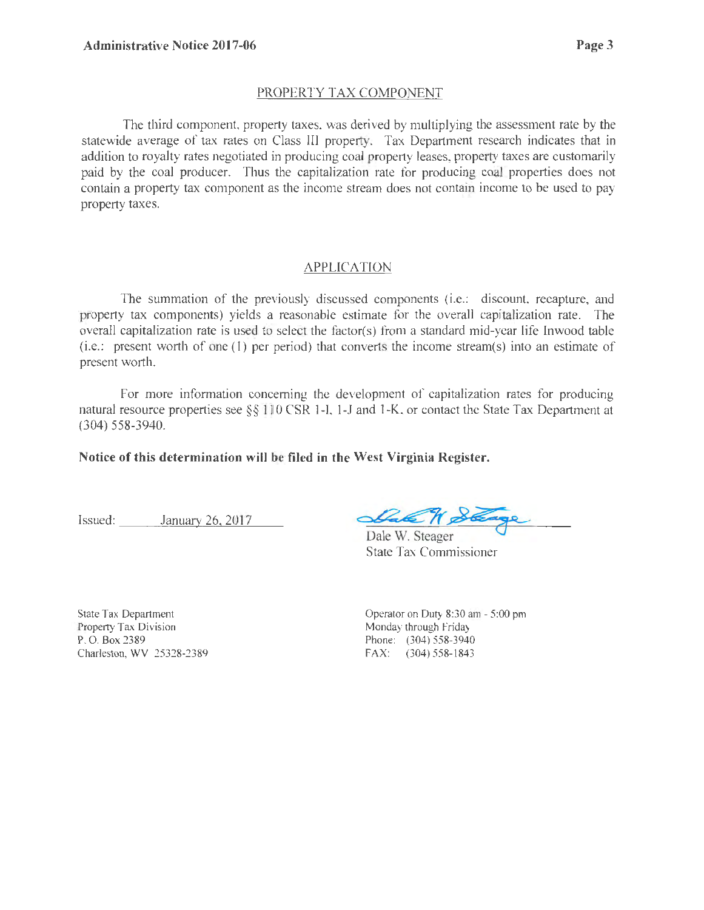## PROPERTY TAX COMPONENT

The third component, property taxes, was derived by multiplying the assessment rate by the statewide average of tax rates on Class III property. Tax Department research indicates that in addition to royalty rates negotiated in producing coal property leases, property taxes are customarily paid by the coal producer. Thus the capitalization rate for producing coal properties does not contain a property tax component as the income stream does not contain income to be used to pay property taxes.

## APPLICATION

The summation of the previously discussed components (i.e.: discount, recapture, and property tax components) yields a reasonable estimate for the overall capitalization rate. The overall capitalization rate is used to select the factor(s) from a standard mid-year life Inwood table (i.e.: present worth of one (1) per period) that converts the income stream(s) into an estimate of present worth.

For more information concerning the development of capitalization rates for producing natural resource properties see §§ 110 CSR 1-I, 1-J and 1-K, or contact the State Tax Department at (304) 558-3940.

**Notice of this determination will be filed in the West Virginia Register.**

Issued: January 26, 2017

Dale W. Steager
State Tax Commissioner

State Tax Department
Property Tax Division
P. O. Box 2389
Charleston, WV 25328-2389

Operator on Duty 8:30 am - 5:00 pm
Monday through Friday
Phone: (304) 558-3940
FAX: (304) 558-1843